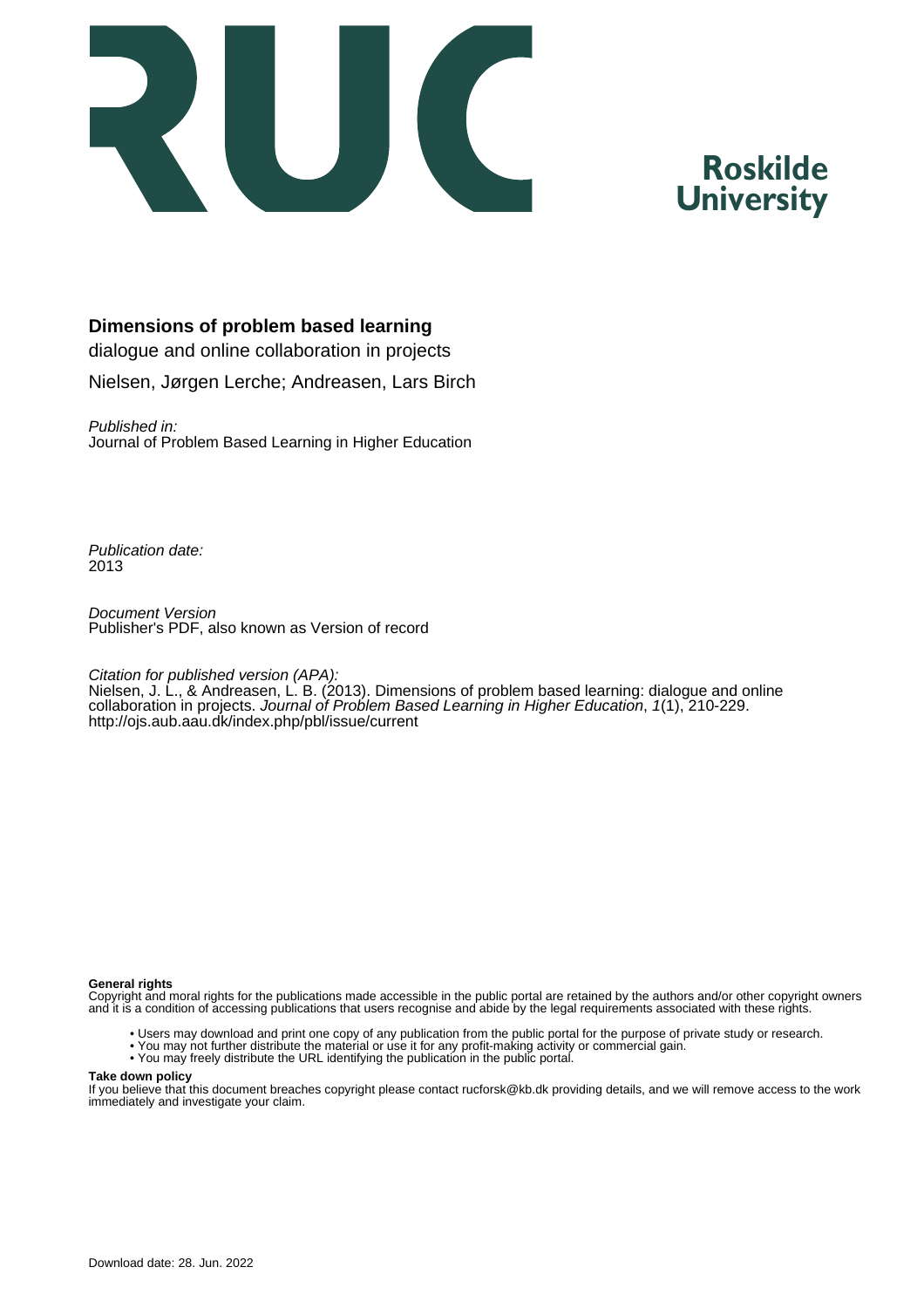Roskilde University

**Dimensions of problem based learning**

dialogue and online collaboration in projects

Nielsen, Jørgen Lerche; Andreasen, Lars Birch

*Published in:*
Journal of Problem Based Learning in Higher Education

*Publication date:*
2013

*Document Version*
Publisher's PDF, also known as Version of record

*Citation for published version (APA):*
Nielsen, J. L., & Andreasen, L. B. (2013). Dimensions of problem based learning: dialogue and online collaboration in projects. *Journal of Problem Based Learning in Higher Education*, *1*(1), 210-229. http://ojs.aub.aau.dk/index.php/pbl/issue/current

**General rights**
Copyright and moral rights for the publications made accessible in the public portal are retained by the authors and/or other copyright owners and it is a condition of accessing publications that users recognise and abide by the legal requirements associated with these rights.

- Users may download and print one copy of any publication from the public portal for the purpose of private study or research.
- You may not further distribute the material or use it for any profit-making activity or commercial gain.
- You may freely distribute the URL identifying the publication in the public portal.

**Take down policy**
If you believe that this document breaches copyright please contact rucforsk@kb.dk providing details, and we will remove access to the work immediately and investigate your claim.

Download date: 28. Jun. 2022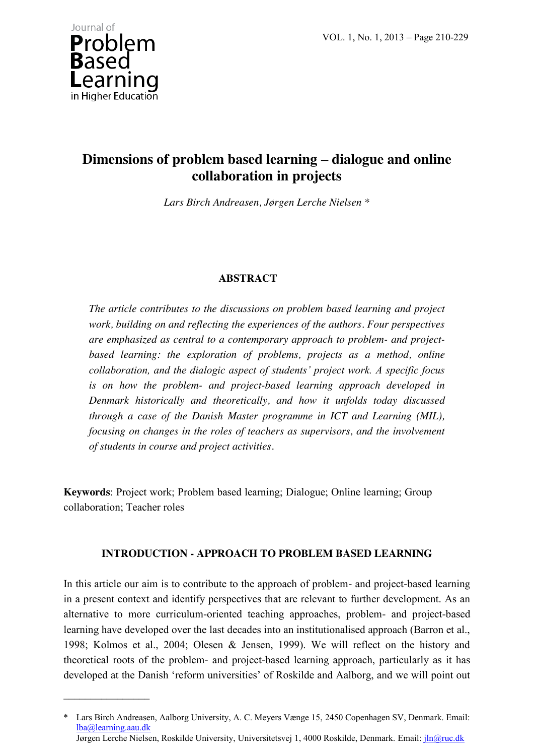# Dimensions of problem based learning – dialogue and online collaboration in projects

*Lars Birch Andreasen, Jørgen Lerche Nielsen* *

## ABSTRACT

*The article contributes to the discussions on problem based learning and project work, building on and reflecting the experiences of the authors. Four perspectives are emphasized as central to a contemporary approach to problem- and project-based learning: the exploration of problems, projects as a method, online collaboration, and the dialogic aspect of students' project work. A specific focus is on how the problem- and project-based learning approach developed in Denmark historically and theoretically, and how it unfolds today discussed through a case of the Danish Master programme in ICT and Learning (MIL), focusing on changes in the roles of teachers as supervisors, and the involvement of students in course and project activities.*

**Keywords**: Project work; Problem based learning; Dialogue; Online learning; Group collaboration; Teacher roles

## INTRODUCTION - APPROACH TO PROBLEM BASED LEARNING

In this article our aim is to contribute to the approach of problem- and project-based learning in a present context and identify perspectives that are relevant to further development. As an alternative to more curriculum-oriented teaching approaches, problem- and project-based learning have developed over the last decades into an institutionalised approach (Barron et al., 1998; Kolmos et al., 2004; Olesen & Jensen, 1999). We will reflect on the history and theoretical roots of the problem- and project-based learning approach, particularly as it has developed at the Danish 'reform universities' of Roskilde and Aalborg, and we will point out

---

\* Lars Birch Andreasen, Aalborg University, A. C. Meyers Vænge 15, 2450 Copenhagen SV, Denmark. Email: lba@learning.aau.dk
Jørgen Lerche Nielsen, Roskilde University, Universitetsvej 1, 4000 Roskilde, Denmark. Email: jln@ruc.dk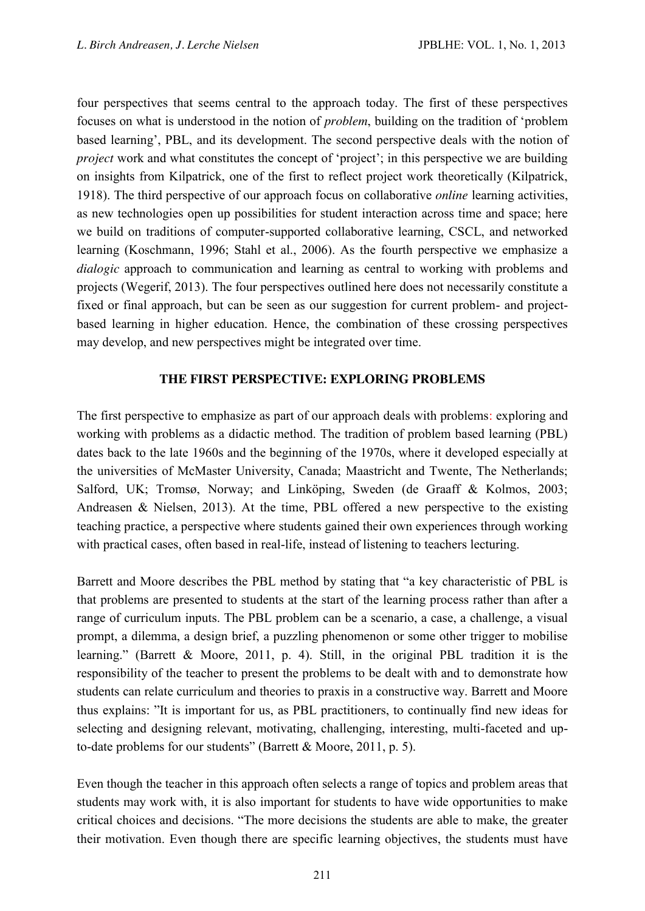four perspectives that seems central to the approach today. The first of these perspectives focuses on what is understood in the notion of *problem*, building on the tradition of 'problem based learning', PBL, and its development. The second perspective deals with the notion of *project* work and what constitutes the concept of 'project'; in this perspective we are building on insights from Kilpatrick, one of the first to reflect project work theoretically (Kilpatrick, 1918). The third perspective of our approach focus on collaborative *online* learning activities, as new technologies open up possibilities for student interaction across time and space; here we build on traditions of computer-supported collaborative learning, CSCL, and networked learning (Koschmann, 1996; Stahl et al., 2006). As the fourth perspective we emphasize a *dialogic* approach to communication and learning as central to working with problems and projects (Wegerif, 2013). The four perspectives outlined here does not necessarily constitute a fixed or final approach, but can be seen as our suggestion for current problem- and project-based learning in higher education. Hence, the combination of these crossing perspectives may develop, and new perspectives might be integrated over time.

## THE FIRST PERSPECTIVE: EXPLORING PROBLEMS

The first perspective to emphasize as part of our approach deals with problems: exploring and working with problems as a didactic method. The tradition of problem based learning (PBL) dates back to the late 1960s and the beginning of the 1970s, where it developed especially at the universities of McMaster University, Canada; Maastricht and Twente, The Netherlands; Salford, UK; Tromsø, Norway; and Linköping, Sweden (de Graaff & Kolmos, 2003; Andreasen & Nielsen, 2013). At the time, PBL offered a new perspective to the existing teaching practice, a perspective where students gained their own experiences through working with practical cases, often based in real-life, instead of listening to teachers lecturing.

Barrett and Moore describes the PBL method by stating that "a key characteristic of PBL is that problems are presented to students at the start of the learning process rather than after a range of curriculum inputs. The PBL problem can be a scenario, a case, a challenge, a visual prompt, a dilemma, a design brief, a puzzling phenomenon or some other trigger to mobilise learning." (Barrett & Moore, 2011, p. 4). Still, in the original PBL tradition it is the responsibility of the teacher to present the problems to be dealt with and to demonstrate how students can relate curriculum and theories to praxis in a constructive way. Barrett and Moore thus explains: "It is important for us, as PBL practitioners, to continually find new ideas for selecting and designing relevant, motivating, challenging, interesting, multi-faceted and up-to-date problems for our students" (Barrett & Moore, 2011, p. 5).

Even though the teacher in this approach often selects a range of topics and problem areas that students may work with, it is also important for students to have wide opportunities to make critical choices and decisions. "The more decisions the students are able to make, the greater their motivation. Even though there are specific learning objectives, the students must have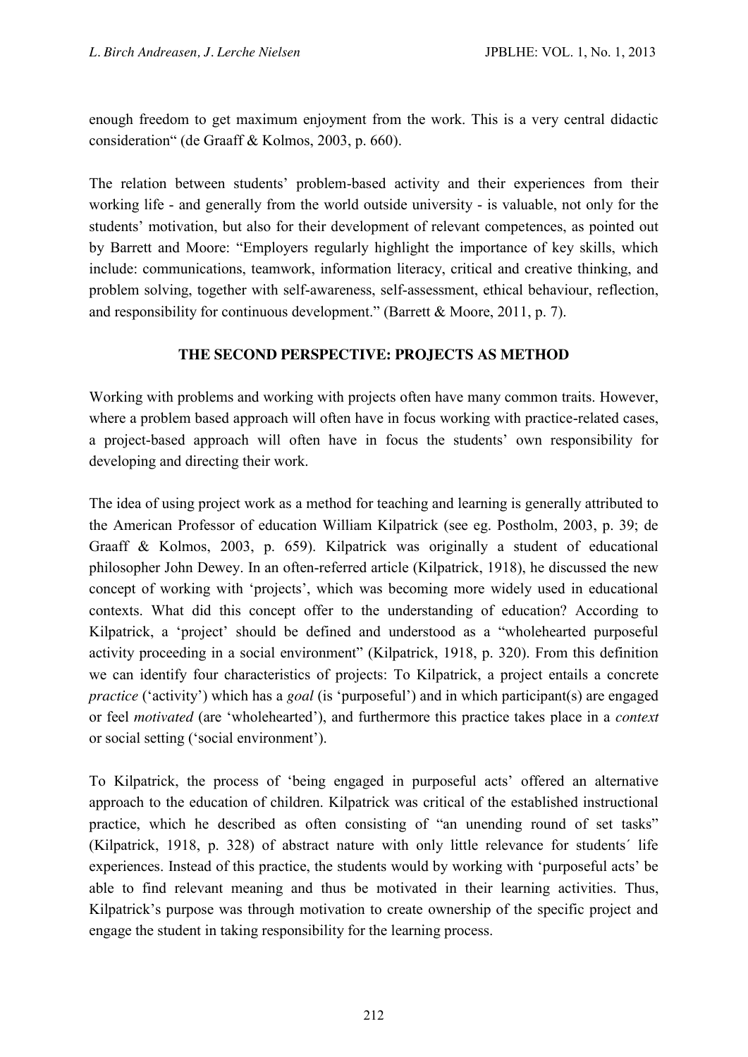enough freedom to get maximum enjoyment from the work. This is a very central didactic consideration" (de Graaff & Kolmos, 2003, p. 660).

The relation between students' problem-based activity and their experiences from their working life - and generally from the world outside university - is valuable, not only for the students' motivation, but also for their development of relevant competences, as pointed out by Barrett and Moore: "Employers regularly highlight the importance of key skills, which include: communications, teamwork, information literacy, critical and creative thinking, and problem solving, together with self-awareness, self-assessment, ethical behaviour, reflection, and responsibility for continuous development." (Barrett & Moore, 2011, p. 7).

## THE SECOND PERSPECTIVE: PROJECTS AS METHOD

Working with problems and working with projects often have many common traits. However, where a problem based approach will often have in focus working with practice-related cases, a project-based approach will often have in focus the students' own responsibility for developing and directing their work.

The idea of using project work as a method for teaching and learning is generally attributed to the American Professor of education William Kilpatrick (see eg. Postholm, 2003, p. 39; de Graaff & Kolmos, 2003, p. 659). Kilpatrick was originally a student of educational philosopher John Dewey. In an often-referred article (Kilpatrick, 1918), he discussed the new concept of working with 'projects', which was becoming more widely used in educational contexts. What did this concept offer to the understanding of education? According to Kilpatrick, a 'project' should be defined and understood as a "wholehearted purposeful activity proceeding in a social environment" (Kilpatrick, 1918, p. 320). From this definition we can identify four characteristics of projects: To Kilpatrick, a project entails a concrete *practice* ('activity') which has a *goal* (is 'purposeful') and in which participant(s) are engaged or feel *motivated* (are 'wholehearted'), and furthermore this practice takes place in a *context* or social setting ('social environment').

To Kilpatrick, the process of 'being engaged in purposeful acts' offered an alternative approach to the education of children. Kilpatrick was critical of the established instructional practice, which he described as often consisting of "an unending round of set tasks" (Kilpatrick, 1918, p. 328) of abstract nature with only little relevance for students´ life experiences. Instead of this practice, the students would by working with 'purposeful acts' be able to find relevant meaning and thus be motivated in their learning activities. Thus, Kilpatrick's purpose was through motivation to create ownership of the specific project and engage the student in taking responsibility for the learning process.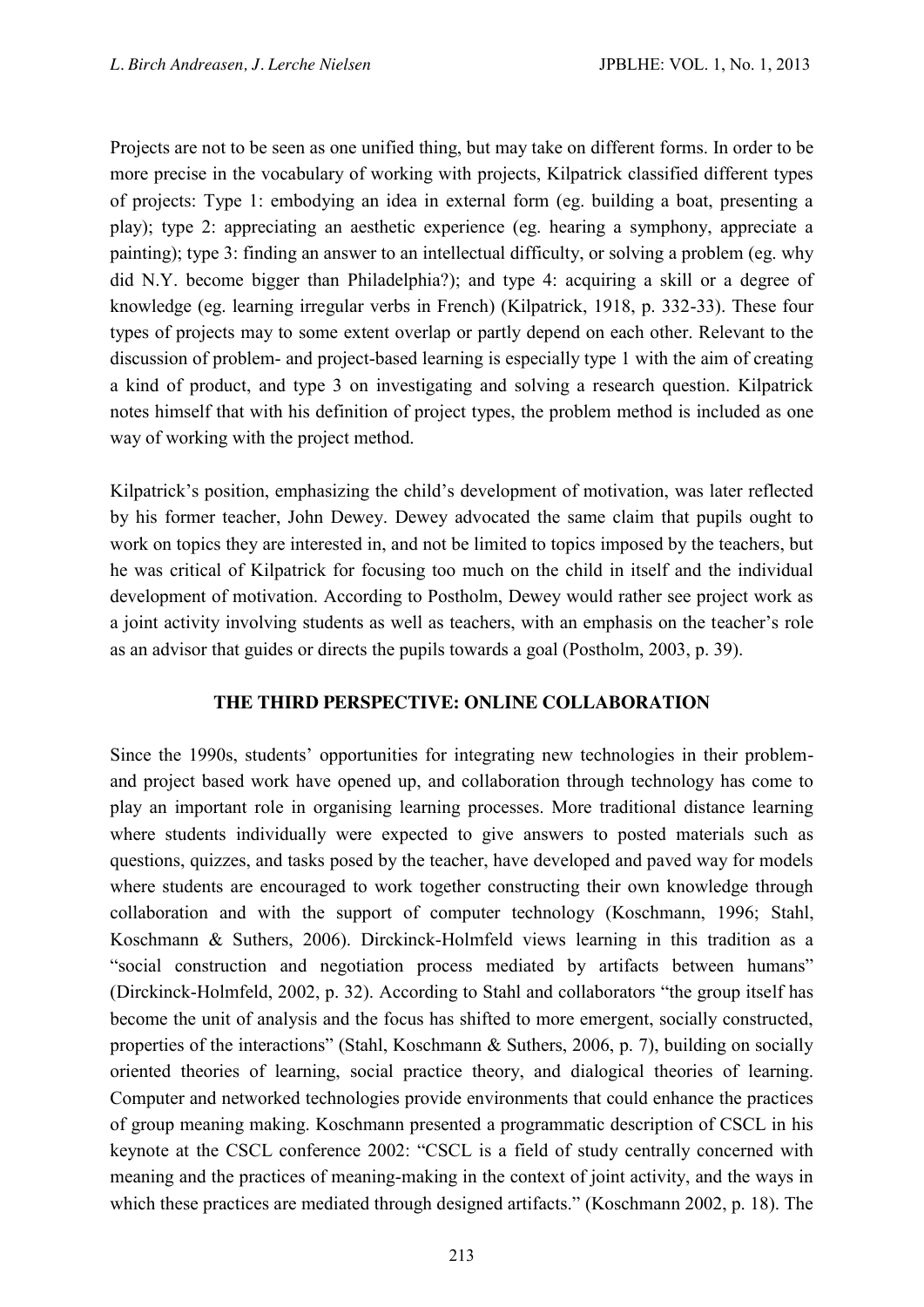Projects are not to be seen as one unified thing, but may take on different forms. In order to be more precise in the vocabulary of working with projects, Kilpatrick classified different types of projects: Type 1: embodying an idea in external form (eg. building a boat, presenting a play); type 2: appreciating an aesthetic experience (eg. hearing a symphony, appreciate a painting); type 3: finding an answer to an intellectual difficulty, or solving a problem (eg. why did N.Y. become bigger than Philadelphia?); and type 4: acquiring a skill or a degree of knowledge (eg. learning irregular verbs in French) (Kilpatrick, 1918, p. 332-33). These four types of projects may to some extent overlap or partly depend on each other. Relevant to the discussion of problem- and project-based learning is especially type 1 with the aim of creating a kind of product, and type 3 on investigating and solving a research question. Kilpatrick notes himself that with his definition of project types, the problem method is included as one way of working with the project method.

Kilpatrick's position, emphasizing the child's development of motivation, was later reflected by his former teacher, John Dewey. Dewey advocated the same claim that pupils ought to work on topics they are interested in, and not be limited to topics imposed by the teachers, but he was critical of Kilpatrick for focusing too much on the child in itself and the individual development of motivation. According to Postholm, Dewey would rather see project work as a joint activity involving students as well as teachers, with an emphasis on the teacher's role as an advisor that guides or directs the pupils towards a goal (Postholm, 2003, p. 39).

## THE THIRD PERSPECTIVE: ONLINE COLLABORATION

Since the 1990s, students' opportunities for integrating new technologies in their problem- and project based work have opened up, and collaboration through technology has come to play an important role in organising learning processes. More traditional distance learning where students individually were expected to give answers to posted materials such as questions, quizzes, and tasks posed by the teacher, have developed and paved way for models where students are encouraged to work together constructing their own knowledge through collaboration and with the support of computer technology (Koschmann, 1996; Stahl, Koschmann & Suthers, 2006). Dirckinck-Holmfeld views learning in this tradition as a "social construction and negotiation process mediated by artifacts between humans" (Dirckinck-Holmfeld, 2002, p. 32). According to Stahl and collaborators "the group itself has become the unit of analysis and the focus has shifted to more emergent, socially constructed, properties of the interactions" (Stahl, Koschmann & Suthers, 2006, p. 7), building on socially oriented theories of learning, social practice theory, and dialogical theories of learning. Computer and networked technologies provide environments that could enhance the practices of group meaning making. Koschmann presented a programmatic description of CSCL in his keynote at the CSCL conference 2002: "CSCL is a field of study centrally concerned with meaning and the practices of meaning-making in the context of joint activity, and the ways in which these practices are mediated through designed artifacts." (Koschmann 2002, p. 18). The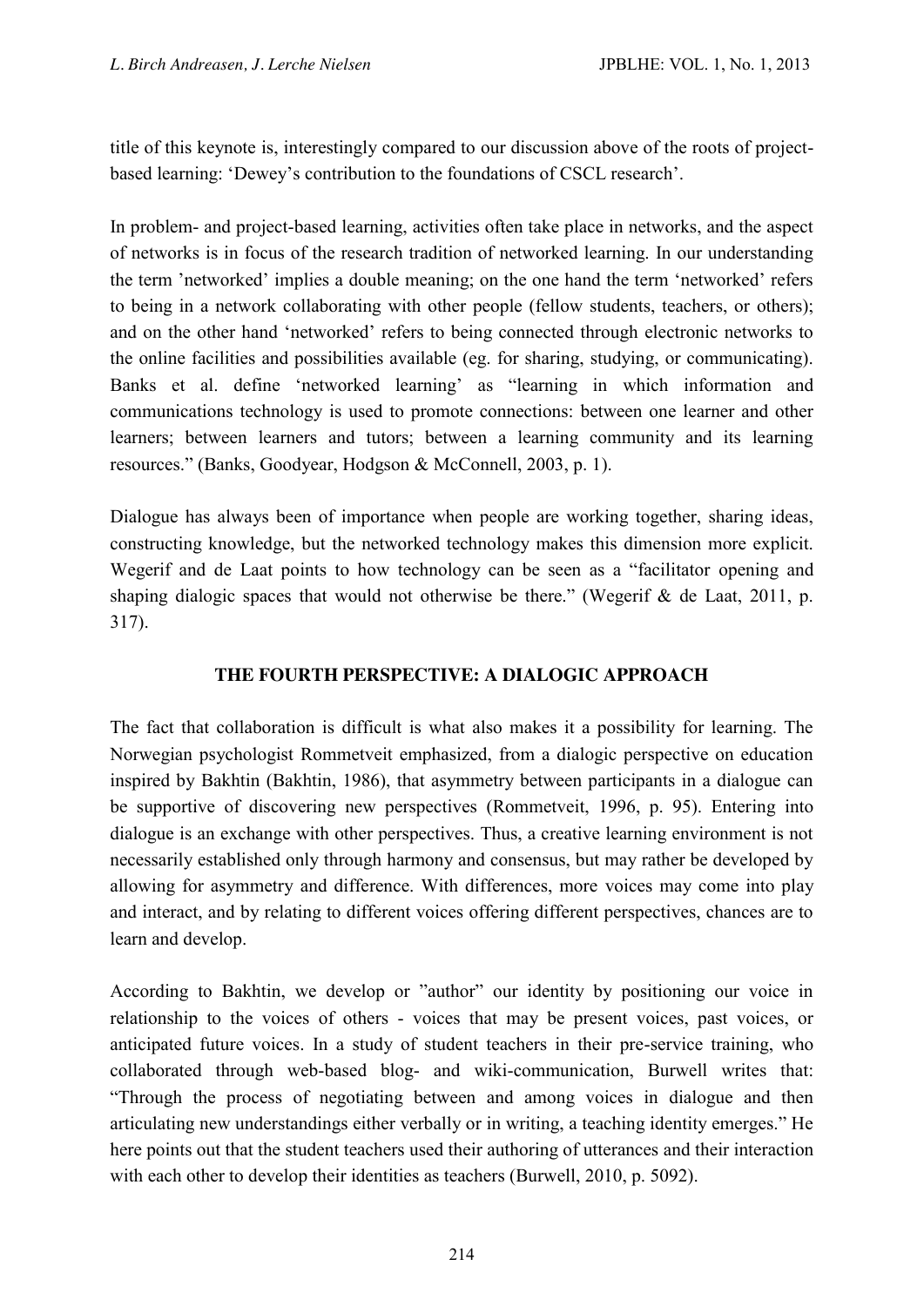title of this keynote is, interestingly compared to our discussion above of the roots of project-based learning: 'Dewey's contribution to the foundations of CSCL research'.

In problem- and project-based learning, activities often take place in networks, and the aspect of networks is in focus of the research tradition of networked learning. In our understanding the term 'networked' implies a double meaning; on the one hand the term 'networked' refers to being in a network collaborating with other people (fellow students, teachers, or others); and on the other hand 'networked' refers to being connected through electronic networks to the online facilities and possibilities available (eg. for sharing, studying, or communicating). Banks et al. define 'networked learning' as "learning in which information and communications technology is used to promote connections: between one learner and other learners; between learners and tutors; between a learning community and its learning resources." (Banks, Goodyear, Hodgson & McConnell, 2003, p. 1).

Dialogue has always been of importance when people are working together, sharing ideas, constructing knowledge, but the networked technology makes this dimension more explicit. Wegerif and de Laat points to how technology can be seen as a "facilitator opening and shaping dialogic spaces that would not otherwise be there." (Wegerif & de Laat, 2011, p. 317).

## THE FOURTH PERSPECTIVE: A DIALOGIC APPROACH

The fact that collaboration is difficult is what also makes it a possibility for learning. The Norwegian psychologist Rommetveit emphasized, from a dialogic perspective on education inspired by Bakhtin (Bakhtin, 1986), that asymmetry between participants in a dialogue can be supportive of discovering new perspectives (Rommetveit, 1996, p. 95). Entering into dialogue is an exchange with other perspectives. Thus, a creative learning environment is not necessarily established only through harmony and consensus, but may rather be developed by allowing for asymmetry and difference. With differences, more voices may come into play and interact, and by relating to different voices offering different perspectives, chances are to learn and develop.

According to Bakhtin, we develop or "author" our identity by positioning our voice in relationship to the voices of others - voices that may be present voices, past voices, or anticipated future voices. In a study of student teachers in their pre-service training, who collaborated through web-based blog- and wiki-communication, Burwell writes that: "Through the process of negotiating between and among voices in dialogue and then articulating new understandings either verbally or in writing, a teaching identity emerges." He here points out that the student teachers used their authoring of utterances and their interaction with each other to develop their identities as teachers (Burwell, 2010, p. 5092).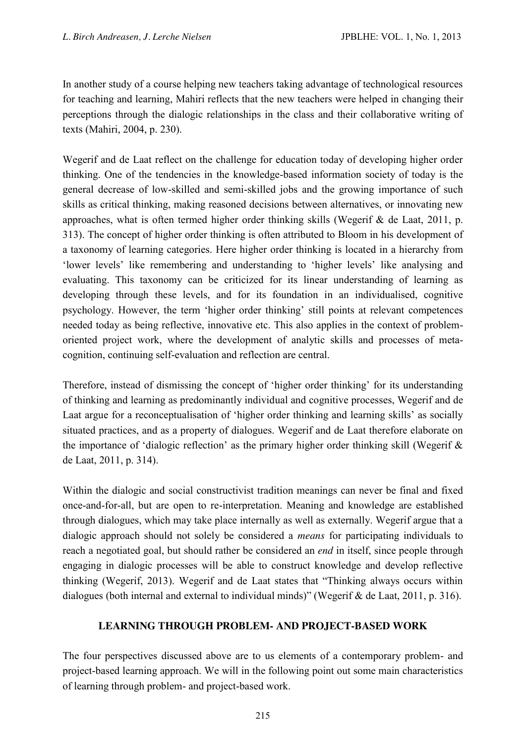In another study of a course helping new teachers taking advantage of technological resources for teaching and learning, Mahiri reflects that the new teachers were helped in changing their perceptions through the dialogic relationships in the class and their collaborative writing of texts (Mahiri, 2004, p. 230).

Wegerif and de Laat reflect on the challenge for education today of developing higher order thinking. One of the tendencies in the knowledge-based information society of today is the general decrease of low-skilled and semi-skilled jobs and the growing importance of such skills as critical thinking, making reasoned decisions between alternatives, or innovating new approaches, what is often termed higher order thinking skills (Wegerif & de Laat, 2011, p. 313). The concept of higher order thinking is often attributed to Bloom in his development of a taxonomy of learning categories. Here higher order thinking is located in a hierarchy from 'lower levels' like remembering and understanding to 'higher levels' like analysing and evaluating. This taxonomy can be criticized for its linear understanding of learning as developing through these levels, and for its foundation in an individualised, cognitive psychology. However, the term 'higher order thinking' still points at relevant competences needed today as being reflective, innovative etc. This also applies in the context of problem-oriented project work, where the development of analytic skills and processes of meta-cognition, continuing self-evaluation and reflection are central.

Therefore, instead of dismissing the concept of 'higher order thinking' for its understanding of thinking and learning as predominantly individual and cognitive processes, Wegerif and de Laat argue for a reconceptualisation of 'higher order thinking and learning skills' as socially situated practices, and as a property of dialogues. Wegerif and de Laat therefore elaborate on the importance of 'dialogic reflection' as the primary higher order thinking skill (Wegerif & de Laat, 2011, p. 314).

Within the dialogic and social constructivist tradition meanings can never be final and fixed once-and-for-all, but are open to re-interpretation. Meaning and knowledge are established through dialogues, which may take place internally as well as externally. Wegerif argue that a dialogic approach should not solely be considered a *means* for participating individuals to reach a negotiated goal, but should rather be considered an *end* in itself, since people through engaging in dialogic processes will be able to construct knowledge and develop reflective thinking (Wegerif, 2013). Wegerif and de Laat states that "Thinking always occurs within dialogues (both internal and external to individual minds)" (Wegerif & de Laat, 2011, p. 316).

## LEARNING THROUGH PROBLEM- AND PROJECT-BASED WORK

The four perspectives discussed above are to us elements of a contemporary problem- and project-based learning approach. We will in the following point out some main characteristics of learning through problem- and project-based work.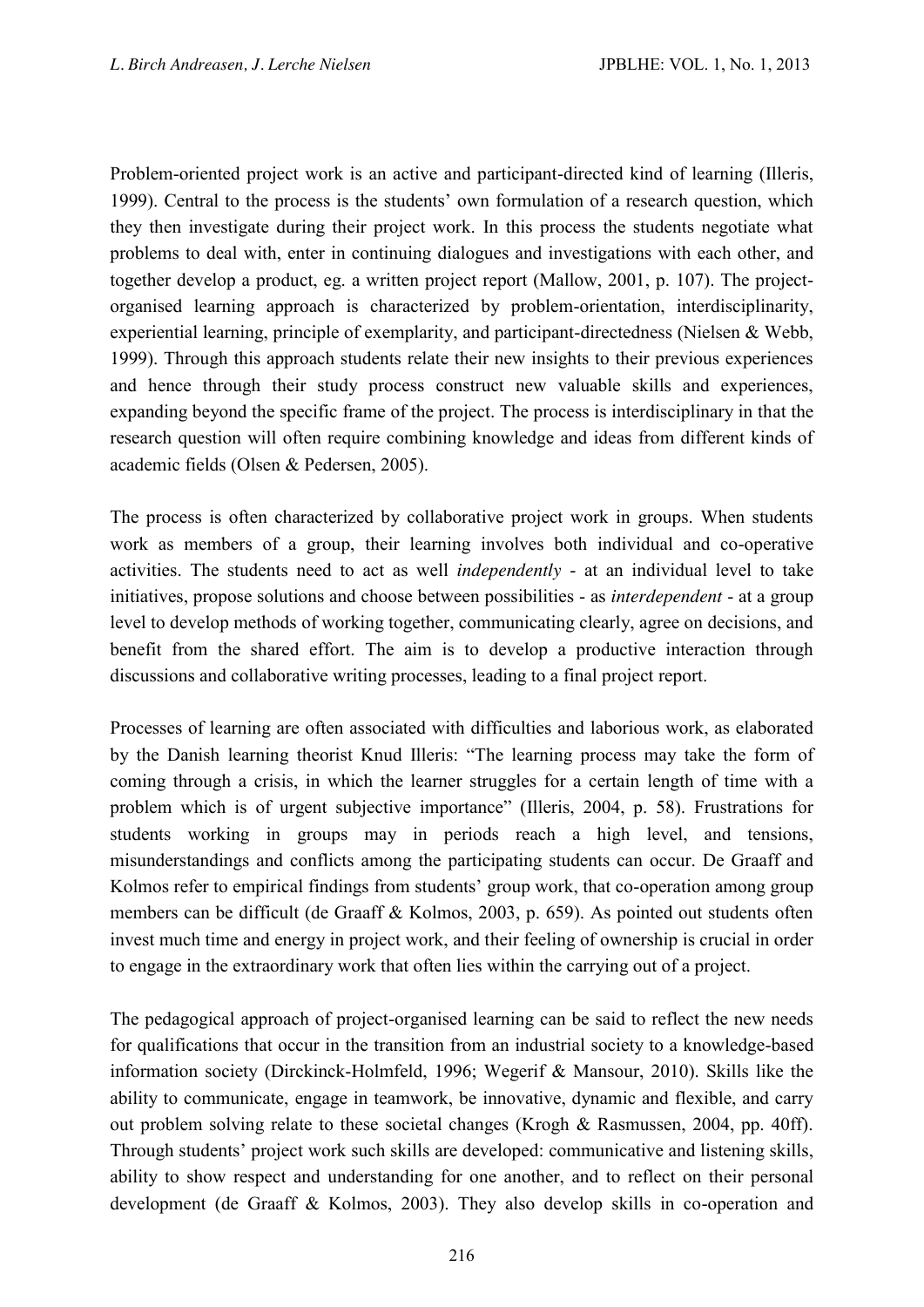Problem-oriented project work is an active and participant-directed kind of learning (Illeris, 1999). Central to the process is the students' own formulation of a research question, which they then investigate during their project work. In this process the students negotiate what problems to deal with, enter in continuing dialogues and investigations with each other, and together develop a product, eg. a written project report (Mallow, 2001, p. 107). The project-organised learning approach is characterized by problem-orientation, interdisciplinarity, experiential learning, principle of exemplarity, and participant-directedness (Nielsen & Webb, 1999). Through this approach students relate their new insights to their previous experiences and hence through their study process construct new valuable skills and experiences, expanding beyond the specific frame of the project. The process is interdisciplinary in that the research question will often require combining knowledge and ideas from different kinds of academic fields (Olsen & Pedersen, 2005).

The process is often characterized by collaborative project work in groups. When students work as members of a group, their learning involves both individual and co-operative activities. The students need to act as well *independently* - at an individual level to take initiatives, propose solutions and choose between possibilities - as *interdependent* - at a group level to develop methods of working together, communicating clearly, agree on decisions, and benefit from the shared effort. The aim is to develop a productive interaction through discussions and collaborative writing processes, leading to a final project report.

Processes of learning are often associated with difficulties and laborious work, as elaborated by the Danish learning theorist Knud Illeris: "The learning process may take the form of coming through a crisis, in which the learner struggles for a certain length of time with a problem which is of urgent subjective importance" (Illeris, 2004, p. 58). Frustrations for students working in groups may in periods reach a high level, and tensions, misunderstandings and conflicts among the participating students can occur. De Graaff and Kolmos refer to empirical findings from students' group work, that co-operation among group members can be difficult (de Graaff & Kolmos, 2003, p. 659). As pointed out students often invest much time and energy in project work, and their feeling of ownership is crucial in order to engage in the extraordinary work that often lies within the carrying out of a project.

The pedagogical approach of project-organised learning can be said to reflect the new needs for qualifications that occur in the transition from an industrial society to a knowledge-based information society (Dirckinck-Holmfeld, 1996; Wegerif & Mansour, 2010). Skills like the ability to communicate, engage in teamwork, be innovative, dynamic and flexible, and carry out problem solving relate to these societal changes (Krogh & Rasmussen, 2004, pp. 40ff). Through students' project work such skills are developed: communicative and listening skills, ability to show respect and understanding for one another, and to reflect on their personal development (de Graaff & Kolmos, 2003). They also develop skills in co-operation and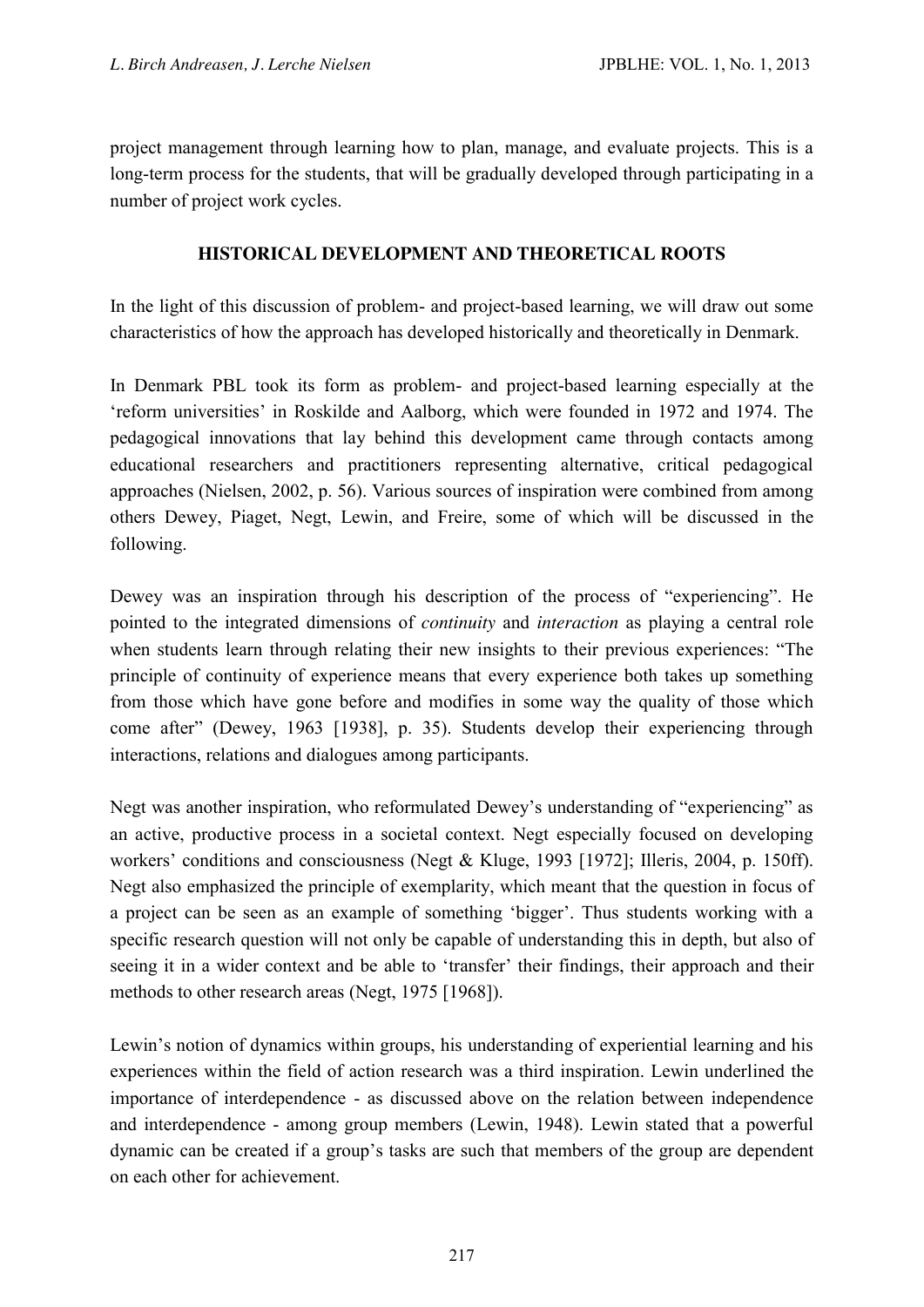project management through learning how to plan, manage, and evaluate projects. This is a long-term process for the students, that will be gradually developed through participating in a number of project work cycles.

## HISTORICAL DEVELOPMENT AND THEORETICAL ROOTS

In the light of this discussion of problem- and project-based learning, we will draw out some characteristics of how the approach has developed historically and theoretically in Denmark.

In Denmark PBL took its form as problem- and project-based learning especially at the 'reform universities' in Roskilde and Aalborg, which were founded in 1972 and 1974. The pedagogical innovations that lay behind this development came through contacts among educational researchers and practitioners representing alternative, critical pedagogical approaches (Nielsen, 2002, p. 56). Various sources of inspiration were combined from among others Dewey, Piaget, Negt, Lewin, and Freire, some of which will be discussed in the following.

Dewey was an inspiration through his description of the process of "experiencing". He pointed to the integrated dimensions of *continuity* and *interaction* as playing a central role when students learn through relating their new insights to their previous experiences: "The principle of continuity of experience means that every experience both takes up something from those which have gone before and modifies in some way the quality of those which come after" (Dewey, 1963 [1938], p. 35). Students develop their experiencing through interactions, relations and dialogues among participants.

Negt was another inspiration, who reformulated Dewey's understanding of "experiencing" as an active, productive process in a societal context. Negt especially focused on developing workers' conditions and consciousness (Negt & Kluge, 1993 [1972]; Illeris, 2004, p. 150ff). Negt also emphasized the principle of exemplarity, which meant that the question in focus of a project can be seen as an example of something 'bigger'. Thus students working with a specific research question will not only be capable of understanding this in depth, but also of seeing it in a wider context and be able to 'transfer' their findings, their approach and their methods to other research areas (Negt, 1975 [1968]).

Lewin's notion of dynamics within groups, his understanding of experiential learning and his experiences within the field of action research was a third inspiration. Lewin underlined the importance of interdependence - as discussed above on the relation between independence and interdependence - among group members (Lewin, 1948). Lewin stated that a powerful dynamic can be created if a group's tasks are such that members of the group are dependent on each other for achievement.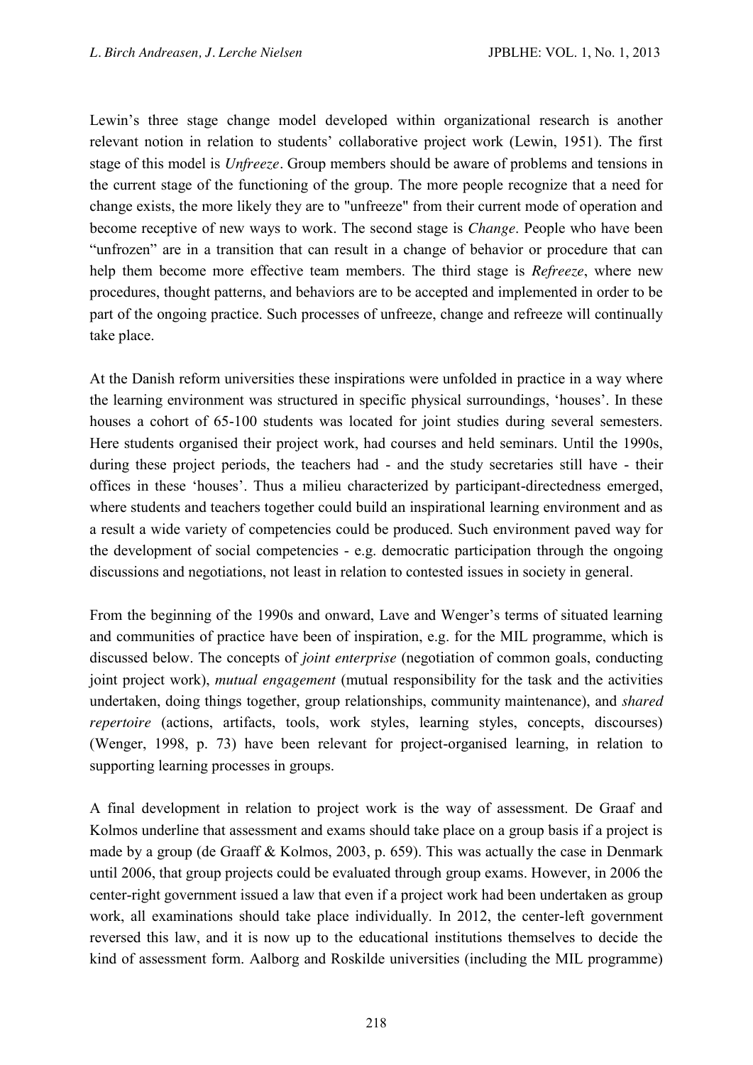Lewin's three stage change model developed within organizational research is another relevant notion in relation to students' collaborative project work (Lewin, 1951). The first stage of this model is *Unfreeze*. Group members should be aware of problems and tensions in the current stage of the functioning of the group. The more people recognize that a need for change exists, the more likely they are to "unfreeze" from their current mode of operation and become receptive of new ways to work. The second stage is *Change*. People who have been "unfrozen" are in a transition that can result in a change of behavior or procedure that can help them become more effective team members. The third stage is *Refreeze*, where new procedures, thought patterns, and behaviors are to be accepted and implemented in order to be part of the ongoing practice. Such processes of unfreeze, change and refreeze will continually take place.

At the Danish reform universities these inspirations were unfolded in practice in a way where the learning environment was structured in specific physical surroundings, 'houses'. In these houses a cohort of 65-100 students was located for joint studies during several semesters. Here students organised their project work, had courses and held seminars. Until the 1990s, during these project periods, the teachers had - and the study secretaries still have - their offices in these 'houses'. Thus a milieu characterized by participant-directedness emerged, where students and teachers together could build an inspirational learning environment and as a result a wide variety of competencies could be produced. Such environment paved way for the development of social competencies - e.g. democratic participation through the ongoing discussions and negotiations, not least in relation to contested issues in society in general.

From the beginning of the 1990s and onward, Lave and Wenger's terms of situated learning and communities of practice have been of inspiration, e.g. for the MIL programme, which is discussed below. The concepts of *joint enterprise* (negotiation of common goals, conducting joint project work), *mutual engagement* (mutual responsibility for the task and the activities undertaken, doing things together, group relationships, community maintenance), and *shared repertoire* (actions, artifacts, tools, work styles, learning styles, concepts, discourses) (Wenger, 1998, p. 73) have been relevant for project-organised learning, in relation to supporting learning processes in groups.

A final development in relation to project work is the way of assessment. De Graaf and Kolmos underline that assessment and exams should take place on a group basis if a project is made by a group (de Graaff & Kolmos, 2003, p. 659). This was actually the case in Denmark until 2006, that group projects could be evaluated through group exams. However, in 2006 the center-right government issued a law that even if a project work had been undertaken as group work, all examinations should take place individually. In 2012, the center-left government reversed this law, and it is now up to the educational institutions themselves to decide the kind of assessment form. Aalborg and Roskilde universities (including the MIL programme)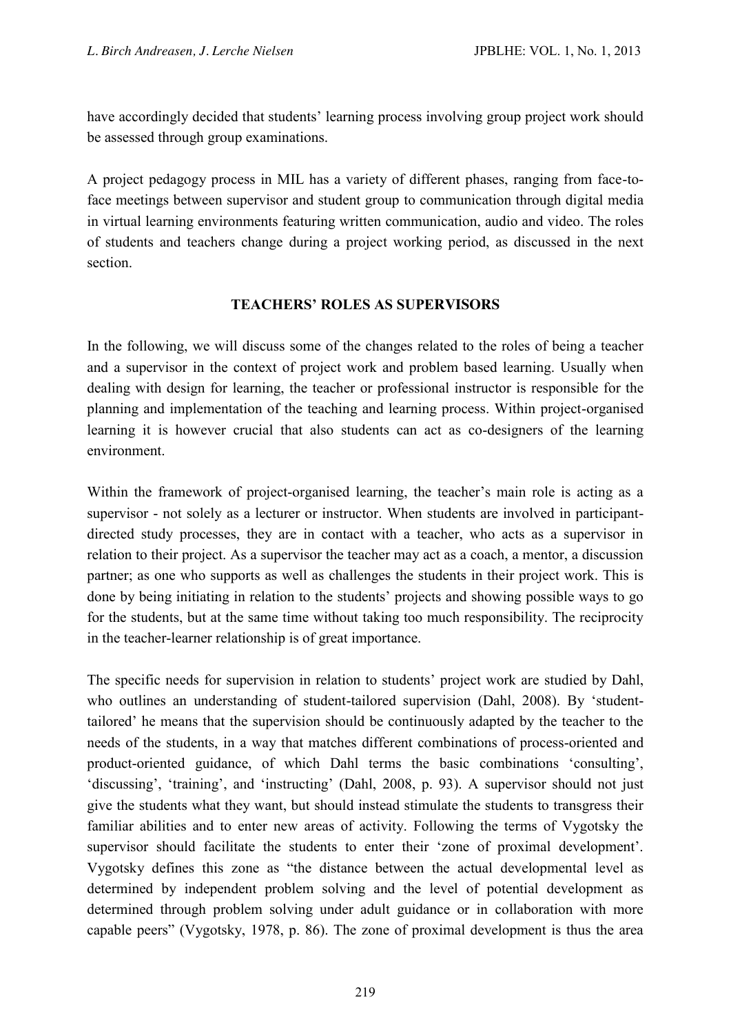have accordingly decided that students' learning process involving group project work should be assessed through group examinations.

A project pedagogy process in MIL has a variety of different phases, ranging from face-to-face meetings between supervisor and student group to communication through digital media in virtual learning environments featuring written communication, audio and video. The roles of students and teachers change during a project working period, as discussed in the next section.

## TEACHERS' ROLES AS SUPERVISORS

In the following, we will discuss some of the changes related to the roles of being a teacher and a supervisor in the context of project work and problem based learning. Usually when dealing with design for learning, the teacher or professional instructor is responsible for the planning and implementation of the teaching and learning process. Within project-organised learning it is however crucial that also students can act as co-designers of the learning environment.

Within the framework of project-organised learning, the teacher's main role is acting as a supervisor - not solely as a lecturer or instructor. When students are involved in participant-directed study processes, they are in contact with a teacher, who acts as a supervisor in relation to their project. As a supervisor the teacher may act as a coach, a mentor, a discussion partner; as one who supports as well as challenges the students in their project work. This is done by being initiating in relation to the students' projects and showing possible ways to go for the students, but at the same time without taking too much responsibility. The reciprocity in the teacher-learner relationship is of great importance.

The specific needs for supervision in relation to students' project work are studied by Dahl, who outlines an understanding of student-tailored supervision (Dahl, 2008). By 'student-tailored' he means that the supervision should be continuously adapted by the teacher to the needs of the students, in a way that matches different combinations of process-oriented and product-oriented guidance, of which Dahl terms the basic combinations 'consulting', 'discussing', 'training', and 'instructing' (Dahl, 2008, p. 93). A supervisor should not just give the students what they want, but should instead stimulate the students to transgress their familiar abilities and to enter new areas of activity. Following the terms of Vygotsky the supervisor should facilitate the students to enter their 'zone of proximal development'. Vygotsky defines this zone as "the distance between the actual developmental level as determined by independent problem solving and the level of potential development as determined through problem solving under adult guidance or in collaboration with more capable peers" (Vygotsky, 1978, p. 86). The zone of proximal development is thus the area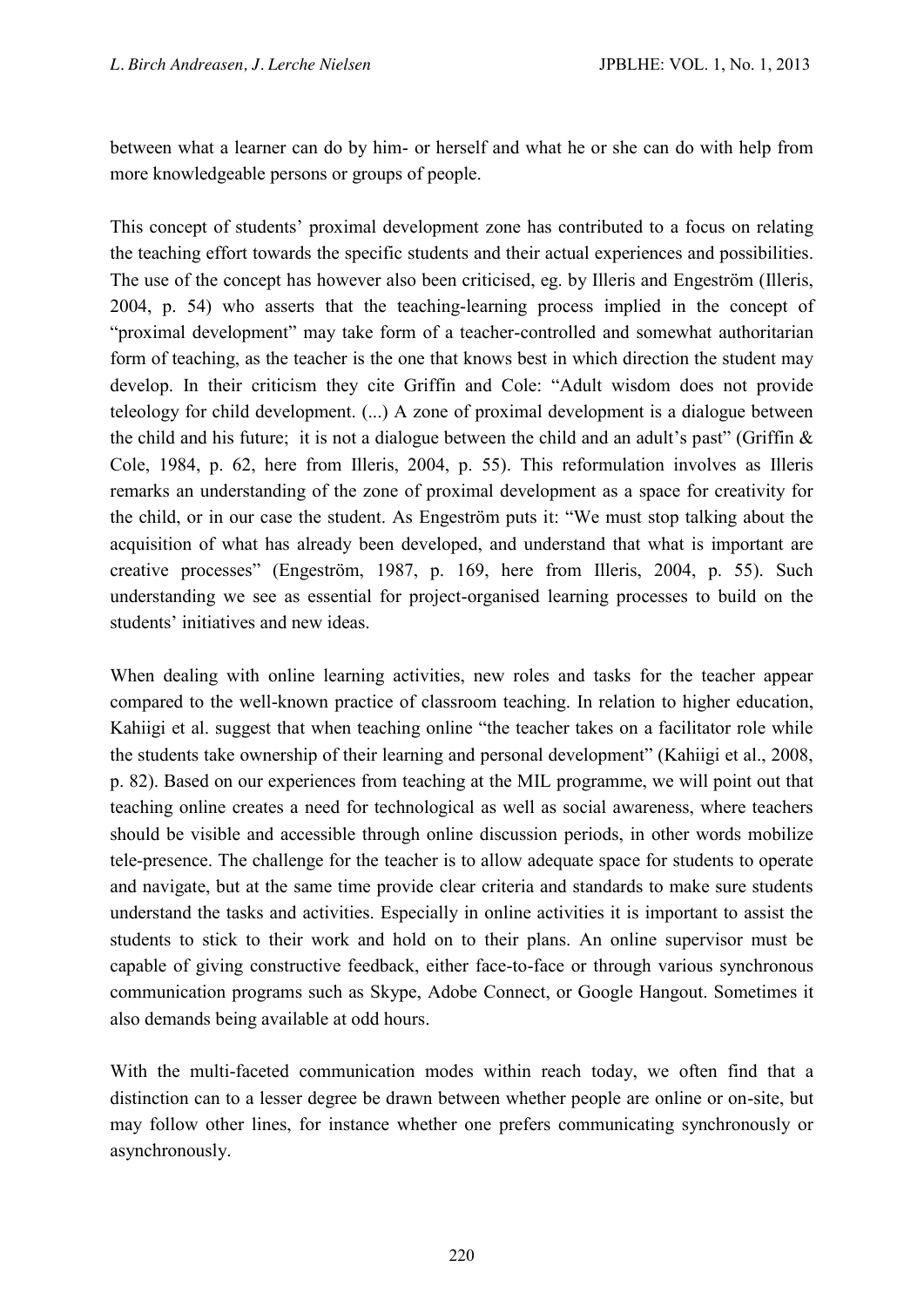between what a learner can do by him- or herself and what he or she can do with help from more knowledgeable persons or groups of people.

This concept of students' proximal development zone has contributed to a focus on relating the teaching effort towards the specific students and their actual experiences and possibilities. The use of the concept has however also been criticised, eg. by Illeris and Engeström (Illeris, 2004, p. 54) who asserts that the teaching-learning process implied in the concept of "proximal development" may take form of a teacher-controlled and somewhat authoritarian form of teaching, as the teacher is the one that knows best in which direction the student may develop. In their criticism they cite Griffin and Cole: "Adult wisdom does not provide teleology for child development. (...) A zone of proximal development is a dialogue between the child and his future; it is not a dialogue between the child and an adult's past" (Griffin & Cole, 1984, p. 62, here from Illeris, 2004, p. 55). This reformulation involves as Illeris remarks an understanding of the zone of proximal development as a space for creativity for the child, or in our case the student. As Engeström puts it: "We must stop talking about the acquisition of what has already been developed, and understand that what is important are creative processes" (Engeström, 1987, p. 169, here from Illeris, 2004, p. 55). Such understanding we see as essential for project-organised learning processes to build on the students' initiatives and new ideas.

When dealing with online learning activities, new roles and tasks for the teacher appear compared to the well-known practice of classroom teaching. In relation to higher education, Kahiigi et al. suggest that when teaching online "the teacher takes on a facilitator role while the students take ownership of their learning and personal development" (Kahiigi et al., 2008, p. 82). Based on our experiences from teaching at the MIL programme, we will point out that teaching online creates a need for technological as well as social awareness, where teachers should be visible and accessible through online discussion periods, in other words mobilize tele-presence. The challenge for the teacher is to allow adequate space for students to operate and navigate, but at the same time provide clear criteria and standards to make sure students understand the tasks and activities. Especially in online activities it is important to assist the students to stick to their work and hold on to their plans. An online supervisor must be capable of giving constructive feedback, either face-to-face or through various synchronous communication programs such as Skype, Adobe Connect, or Google Hangout. Sometimes it also demands being available at odd hours.

With the multi-faceted communication modes within reach today, we often find that a distinction can to a lesser degree be drawn between whether people are online or on-site, but may follow other lines, for instance whether one prefers communicating synchronously or asynchronously.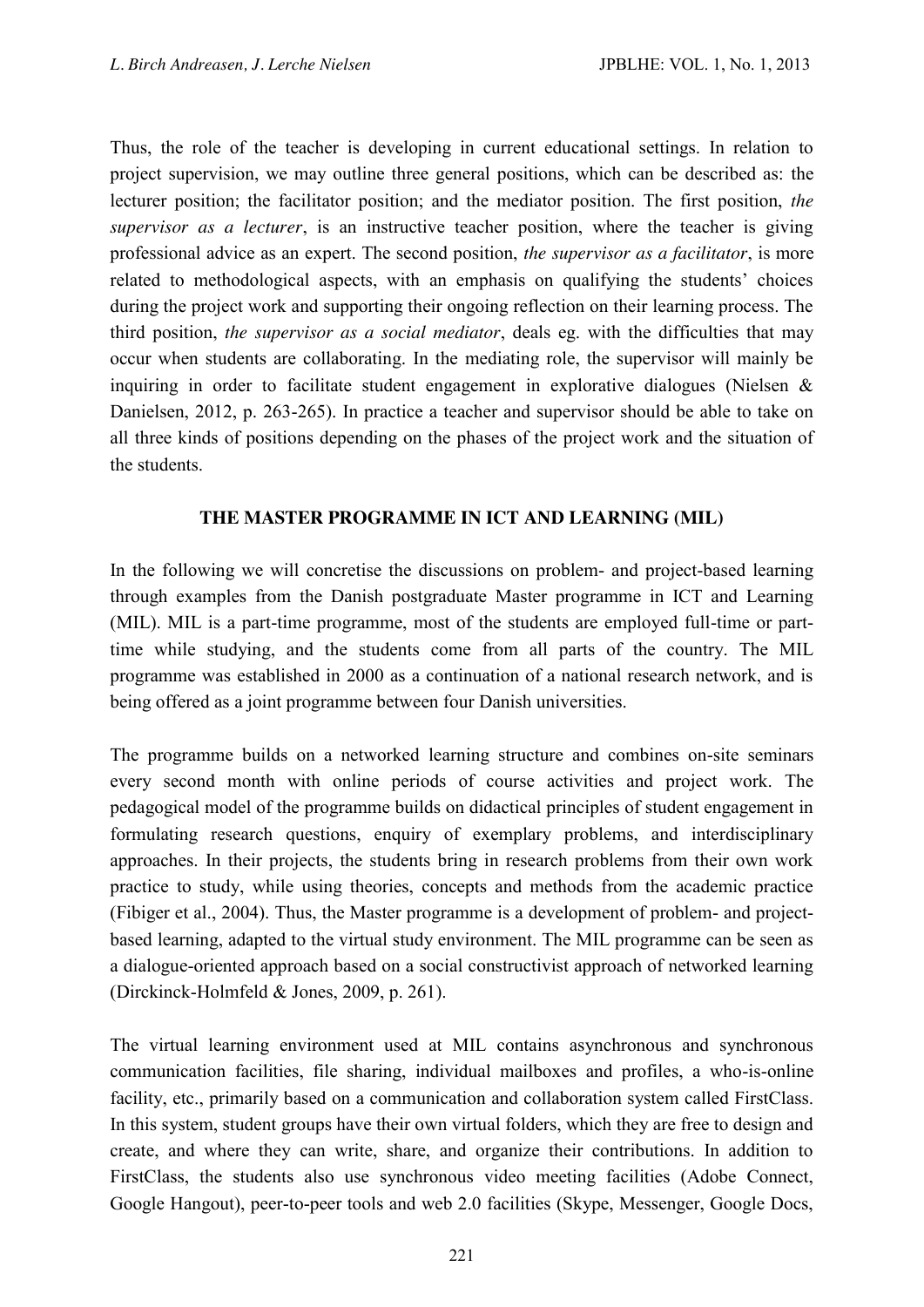Thus, the role of the teacher is developing in current educational settings. In relation to project supervision, we may outline three general positions, which can be described as: the lecturer position; the facilitator position; and the mediator position. The first position, *the supervisor as a lecturer*, is an instructive teacher position, where the teacher is giving professional advice as an expert. The second position, *the supervisor as a facilitator*, is more related to methodological aspects, with an emphasis on qualifying the students' choices during the project work and supporting their ongoing reflection on their learning process. The third position, *the supervisor as a social mediator*, deals eg. with the difficulties that may occur when students are collaborating. In the mediating role, the supervisor will mainly be inquiring in order to facilitate student engagement in explorative dialogues (Nielsen & Danielsen, 2012, p. 263-265). In practice a teacher and supervisor should be able to take on all three kinds of positions depending on the phases of the project work and the situation of the students.

## THE MASTER PROGRAMME IN ICT AND LEARNING (MIL)

In the following we will concretise the discussions on problem- and project-based learning through examples from the Danish postgraduate Master programme in ICT and Learning (MIL). MIL is a part-time programme, most of the students are employed full-time or part-time while studying, and the students come from all parts of the country. The MIL programme was established in 2000 as a continuation of a national research network, and is being offered as a joint programme between four Danish universities.

The programme builds on a networked learning structure and combines on-site seminars every second month with online periods of course activities and project work. The pedagogical model of the programme builds on didactical principles of student engagement in formulating research questions, enquiry of exemplary problems, and interdisciplinary approaches. In their projects, the students bring in research problems from their own work practice to study, while using theories, concepts and methods from the academic practice (Fibiger et al., 2004). Thus, the Master programme is a development of problem- and project-based learning, adapted to the virtual study environment. The MIL programme can be seen as a dialogue-oriented approach based on a social constructivist approach of networked learning (Dirckinck-Holmfeld & Jones, 2009, p. 261).

The virtual learning environment used at MIL contains asynchronous and synchronous communication facilities, file sharing, individual mailboxes and profiles, a who-is-online facility, etc., primarily based on a communication and collaboration system called FirstClass. In this system, student groups have their own virtual folders, which they are free to design and create, and where they can write, share, and organize their contributions. In addition to FirstClass, the students also use synchronous video meeting facilities (Adobe Connect, Google Hangout), peer-to-peer tools and web 2.0 facilities (Skype, Messenger, Google Docs,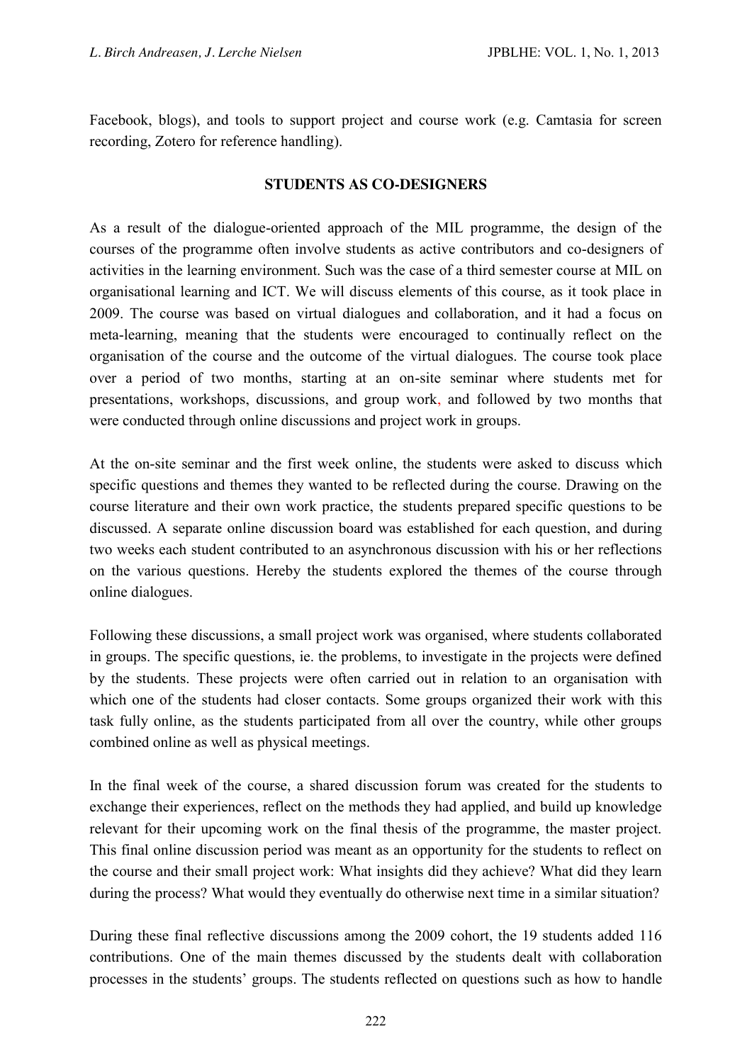Facebook, blogs), and tools to support project and course work (e.g. Camtasia for screen recording, Zotero for reference handling).

## STUDENTS AS CO-DESIGNERS

As a result of the dialogue-oriented approach of the MIL programme, the design of the courses of the programme often involve students as active contributors and co-designers of activities in the learning environment. Such was the case of a third semester course at MIL on organisational learning and ICT. We will discuss elements of this course, as it took place in 2009. The course was based on virtual dialogues and collaboration, and it had a focus on meta-learning, meaning that the students were encouraged to continually reflect on the organisation of the course and the outcome of the virtual dialogues. The course took place over a period of two months, starting at an on-site seminar where students met for presentations, workshops, discussions, and group work, and followed by two months that were conducted through online discussions and project work in groups.

At the on-site seminar and the first week online, the students were asked to discuss which specific questions and themes they wanted to be reflected during the course. Drawing on the course literature and their own work practice, the students prepared specific questions to be discussed. A separate online discussion board was established for each question, and during two weeks each student contributed to an asynchronous discussion with his or her reflections on the various questions. Hereby the students explored the themes of the course through online dialogues.

Following these discussions, a small project work was organised, where students collaborated in groups. The specific questions, ie. the problems, to investigate in the projects were defined by the students. These projects were often carried out in relation to an organisation with which one of the students had closer contacts. Some groups organized their work with this task fully online, as the students participated from all over the country, while other groups combined online as well as physical meetings.

In the final week of the course, a shared discussion forum was created for the students to exchange their experiences, reflect on the methods they had applied, and build up knowledge relevant for their upcoming work on the final thesis of the programme, the master project. This final online discussion period was meant as an opportunity for the students to reflect on the course and their small project work: What insights did they achieve? What did they learn during the process? What would they eventually do otherwise next time in a similar situation?

During these final reflective discussions among the 2009 cohort, the 19 students added 116 contributions. One of the main themes discussed by the students dealt with collaboration processes in the students' groups. The students reflected on questions such as how to handle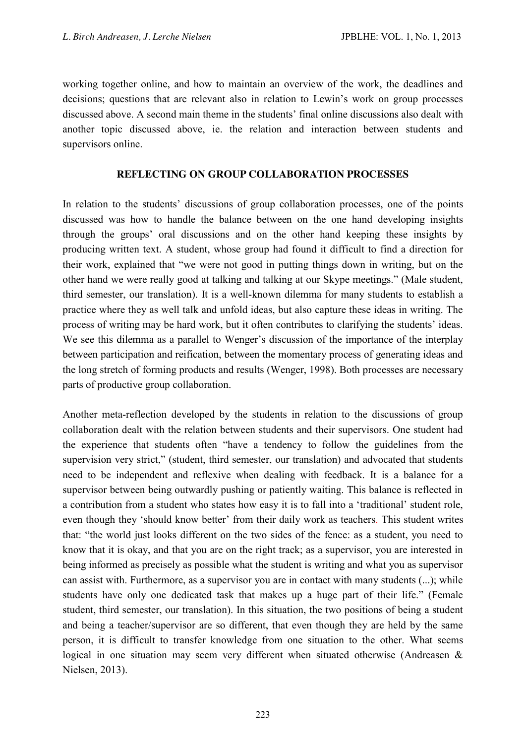working together online, and how to maintain an overview of the work, the deadlines and decisions; questions that are relevant also in relation to Lewin's work on group processes discussed above. A second main theme in the students' final online discussions also dealt with another topic discussed above, ie. the relation and interaction between students and supervisors online.

## REFLECTING ON GROUP COLLABORATION PROCESSES

In relation to the students' discussions of group collaboration processes, one of the points discussed was how to handle the balance between on the one hand developing insights through the groups' oral discussions and on the other hand keeping these insights by producing written text. A student, whose group had found it difficult to find a direction for their work, explained that "we were not good in putting things down in writing, but on the other hand we were really good at talking and talking at our Skype meetings." (Male student, third semester, our translation). It is a well-known dilemma for many students to establish a practice where they as well talk and unfold ideas, but also capture these ideas in writing. The process of writing may be hard work, but it often contributes to clarifying the students' ideas. We see this dilemma as a parallel to Wenger's discussion of the importance of the interplay between participation and reification, between the momentary process of generating ideas and the long stretch of forming products and results (Wenger, 1998). Both processes are necessary parts of productive group collaboration.

Another meta-reflection developed by the students in relation to the discussions of group collaboration dealt with the relation between students and their supervisors. One student had the experience that students often "have a tendency to follow the guidelines from the supervision very strict," (student, third semester, our translation) and advocated that students need to be independent and reflexive when dealing with feedback. It is a balance for a supervisor between being outwardly pushing or patiently waiting. This balance is reflected in a contribution from a student who states how easy it is to fall into a 'traditional' student role, even though they 'should know better' from their daily work as teachers. This student writes that: "the world just looks different on the two sides of the fence: as a student, you need to know that it is okay, and that you are on the right track; as a supervisor, you are interested in being informed as precisely as possible what the student is writing and what you as supervisor can assist with. Furthermore, as a supervisor you are in contact with many students (...); while students have only one dedicated task that makes up a huge part of their life." (Female student, third semester, our translation). In this situation, the two positions of being a student and being a teacher/supervisor are so different, that even though they are held by the same person, it is difficult to transfer knowledge from one situation to the other. What seems logical in one situation may seem very different when situated otherwise (Andreasen & Nielsen, 2013).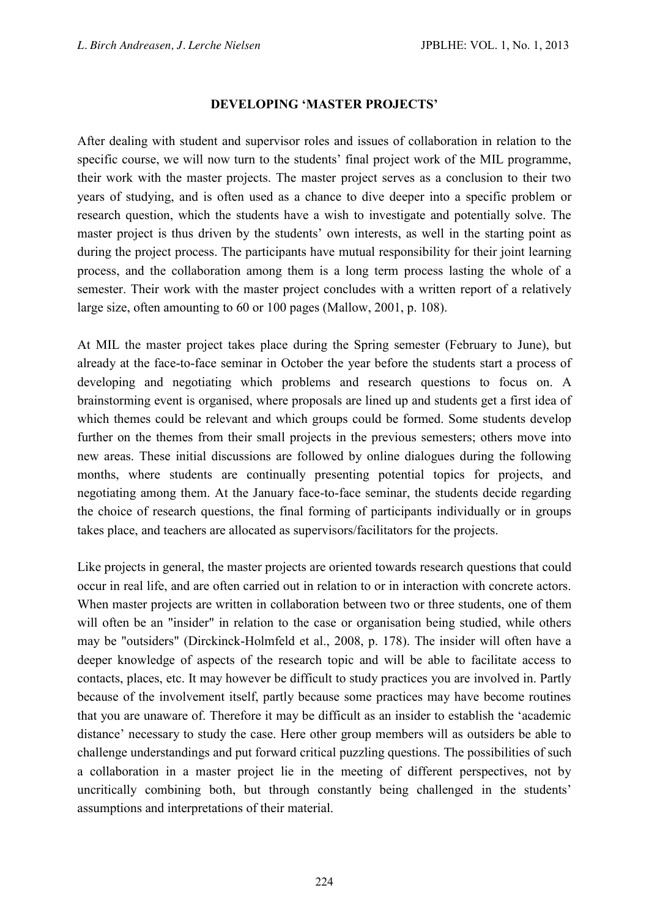## DEVELOPING 'MASTER PROJECTS'

After dealing with student and supervisor roles and issues of collaboration in relation to the specific course, we will now turn to the students' final project work of the MIL programme, their work with the master projects. The master project serves as a conclusion to their two years of studying, and is often used as a chance to dive deeper into a specific problem or research question, which the students have a wish to investigate and potentially solve. The master project is thus driven by the students' own interests, as well in the starting point as during the project process. The participants have mutual responsibility for their joint learning process, and the collaboration among them is a long term process lasting the whole of a semester. Their work with the master project concludes with a written report of a relatively large size, often amounting to 60 or 100 pages (Mallow, 2001, p. 108).

At MIL the master project takes place during the Spring semester (February to June), but already at the face-to-face seminar in October the year before the students start a process of developing and negotiating which problems and research questions to focus on. A brainstorming event is organised, where proposals are lined up and students get a first idea of which themes could be relevant and which groups could be formed. Some students develop further on the themes from their small projects in the previous semesters; others move into new areas. These initial discussions are followed by online dialogues during the following months, where students are continually presenting potential topics for projects, and negotiating among them. At the January face-to-face seminar, the students decide regarding the choice of research questions, the final forming of participants individually or in groups takes place, and teachers are allocated as supervisors/facilitators for the projects.

Like projects in general, the master projects are oriented towards research questions that could occur in real life, and are often carried out in relation to or in interaction with concrete actors. When master projects are written in collaboration between two or three students, one of them will often be an "insider" in relation to the case or organisation being studied, while others may be "outsiders" (Dirckinck-Holmfeld et al., 2008, p. 178). The insider will often have a deeper knowledge of aspects of the research topic and will be able to facilitate access to contacts, places, etc. It may however be difficult to study practices you are involved in. Partly because of the involvement itself, partly because some practices may have become routines that you are unaware of. Therefore it may be difficult as an insider to establish the 'academic distance' necessary to study the case. Here other group members will as outsiders be able to challenge understandings and put forward critical puzzling questions. The possibilities of such a collaboration in a master project lie in the meeting of different perspectives, not by uncritically combining both, but through constantly being challenged in the students' assumptions and interpretations of their material.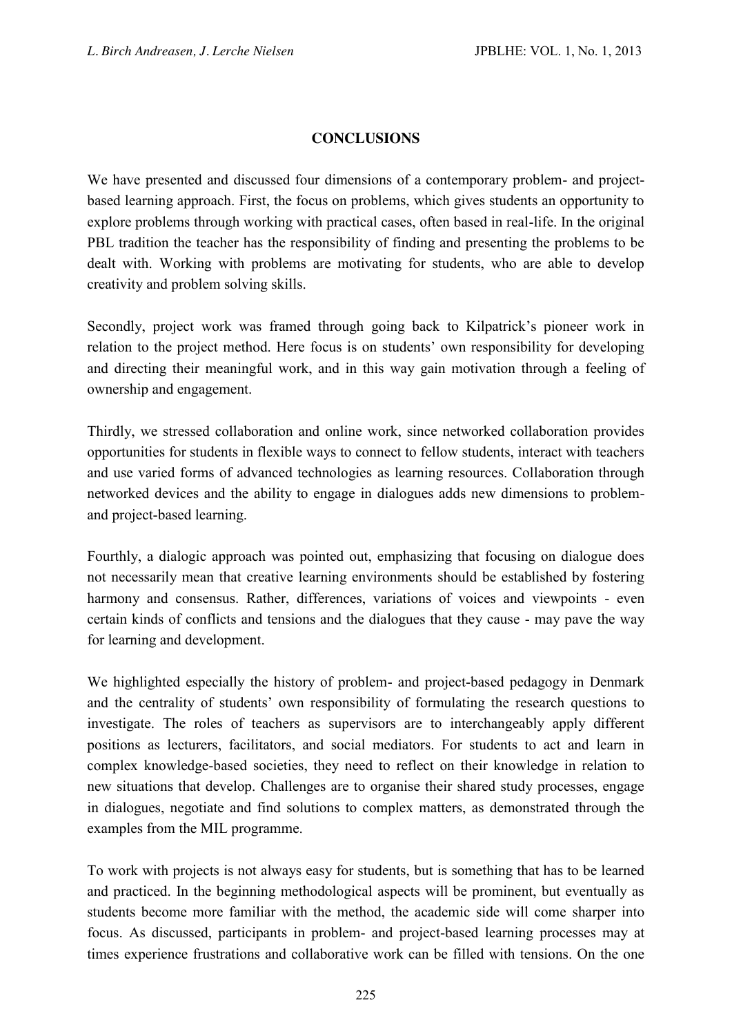## CONCLUSIONS

We have presented and discussed four dimensions of a contemporary problem- and project-based learning approach. First, the focus on problems, which gives students an opportunity to explore problems through working with practical cases, often based in real-life. In the original PBL tradition the teacher has the responsibility of finding and presenting the problems to be dealt with. Working with problems are motivating for students, who are able to develop creativity and problem solving skills.

Secondly, project work was framed through going back to Kilpatrick's pioneer work in relation to the project method. Here focus is on students' own responsibility for developing and directing their meaningful work, and in this way gain motivation through a feeling of ownership and engagement.

Thirdly, we stressed collaboration and online work, since networked collaboration provides opportunities for students in flexible ways to connect to fellow students, interact with teachers and use varied forms of advanced technologies as learning resources. Collaboration through networked devices and the ability to engage in dialogues adds new dimensions to problem- and project-based learning.

Fourthly, a dialogic approach was pointed out, emphasizing that focusing on dialogue does not necessarily mean that creative learning environments should be established by fostering harmony and consensus. Rather, differences, variations of voices and viewpoints - even certain kinds of conflicts and tensions and the dialogues that they cause - may pave the way for learning and development.

We highlighted especially the history of problem- and project-based pedagogy in Denmark and the centrality of students' own responsibility of formulating the research questions to investigate. The roles of teachers as supervisors are to interchangeably apply different positions as lecturers, facilitators, and social mediators. For students to act and learn in complex knowledge-based societies, they need to reflect on their knowledge in relation to new situations that develop. Challenges are to organise their shared study processes, engage in dialogues, negotiate and find solutions to complex matters, as demonstrated through the examples from the MIL programme.

To work with projects is not always easy for students, but is something that has to be learned and practiced. In the beginning methodological aspects will be prominent, but eventually as students become more familiar with the method, the academic side will come sharper into focus. As discussed, participants in problem- and project-based learning processes may at times experience frustrations and collaborative work can be filled with tensions. On the one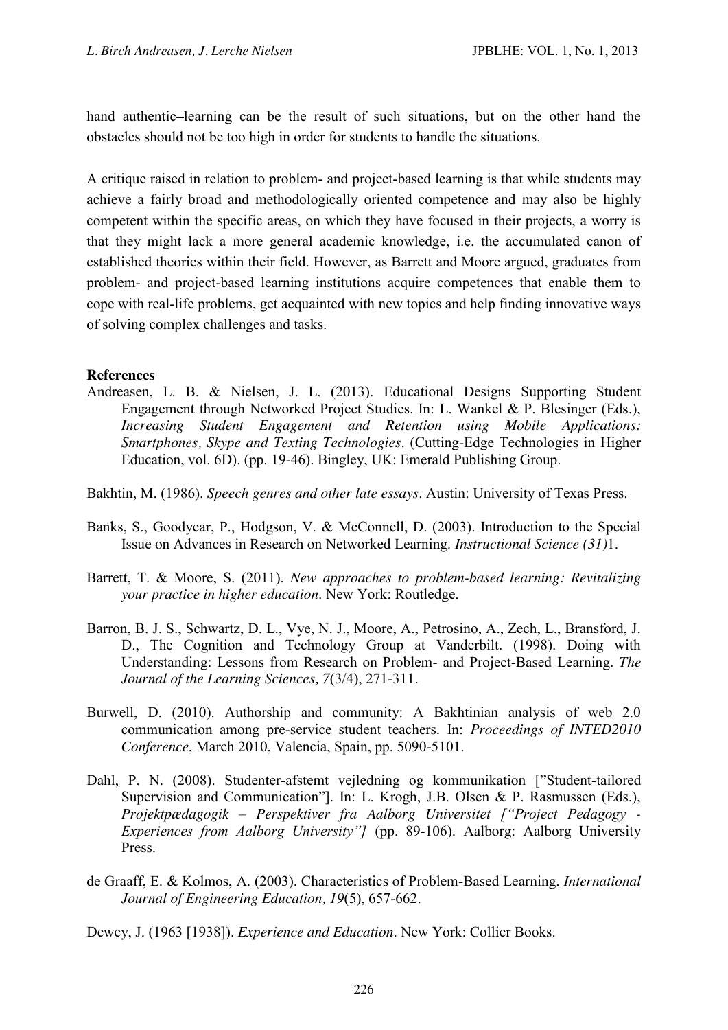hand authentic–learning can be the result of such situations, but on the other hand the obstacles should not be too high in order for students to handle the situations.

A critique raised in relation to problem- and project-based learning is that while students may achieve a fairly broad and methodologically oriented competence and may also be highly competent within the specific areas, on which they have focused in their projects, a worry is that they might lack a more general academic knowledge, i.e. the accumulated canon of established theories within their field. However, as Barrett and Moore argued, graduates from problem- and project-based learning institutions acquire competences that enable them to cope with real-life problems, get acquainted with new topics and help finding innovative ways of solving complex challenges and tasks.

**References**

Andreasen, L. B. & Nielsen, J. L. (2013). Educational Designs Supporting Student Engagement through Networked Project Studies. In: L. Wankel & P. Blesinger (Eds.), *Increasing Student Engagement and Retention using Mobile Applications: Smartphones, Skype and Texting Technologies*. (Cutting-Edge Technologies in Higher Education, vol. 6D). (pp. 19-46). Bingley, UK: Emerald Publishing Group.

Bakhtin, M. (1986). *Speech genres and other late essays*. Austin: University of Texas Press.

Banks, S., Goodyear, P., Hodgson, V. & McConnell, D. (2003). Introduction to the Special Issue on Advances in Research on Networked Learning. *Instructional Science (31)*1.

Barrett, T. & Moore, S. (2011). *New approaches to problem-based learning: Revitalizing your practice in higher education*. New York: Routledge.

Barron, B. J. S., Schwartz, D. L., Vye, N. J., Moore, A., Petrosino, A., Zech, L., Bransford, J. D., The Cognition and Technology Group at Vanderbilt. (1998). Doing with Understanding: Lessons from Research on Problem- and Project-Based Learning. *The Journal of the Learning Sciences, 7*(3/4), 271-311.

Burwell, D. (2010). Authorship and community: A Bakhtinian analysis of web 2.0 communication among pre-service student teachers. In: *Proceedings of INTED2010 Conference*, March 2010, Valencia, Spain, pp. 5090-5101.

Dahl, P. N. (2008). Studenter-afstemt vejledning og kommunikation ["Student-tailored Supervision and Communication"]. In: L. Krogh, J.B. Olsen & P. Rasmussen (Eds.), *Projektpædagogik – Perspektiver fra Aalborg Universitet ["Project Pedagogy - Experiences from Aalborg University"]* (pp. 89-106). Aalborg: Aalborg University Press.

de Graaff, E. & Kolmos, A. (2003). Characteristics of Problem-Based Learning. *International Journal of Engineering Education, 19*(5), 657-662.

Dewey, J. (1963 [1938]). *Experience and Education*. New York: Collier Books.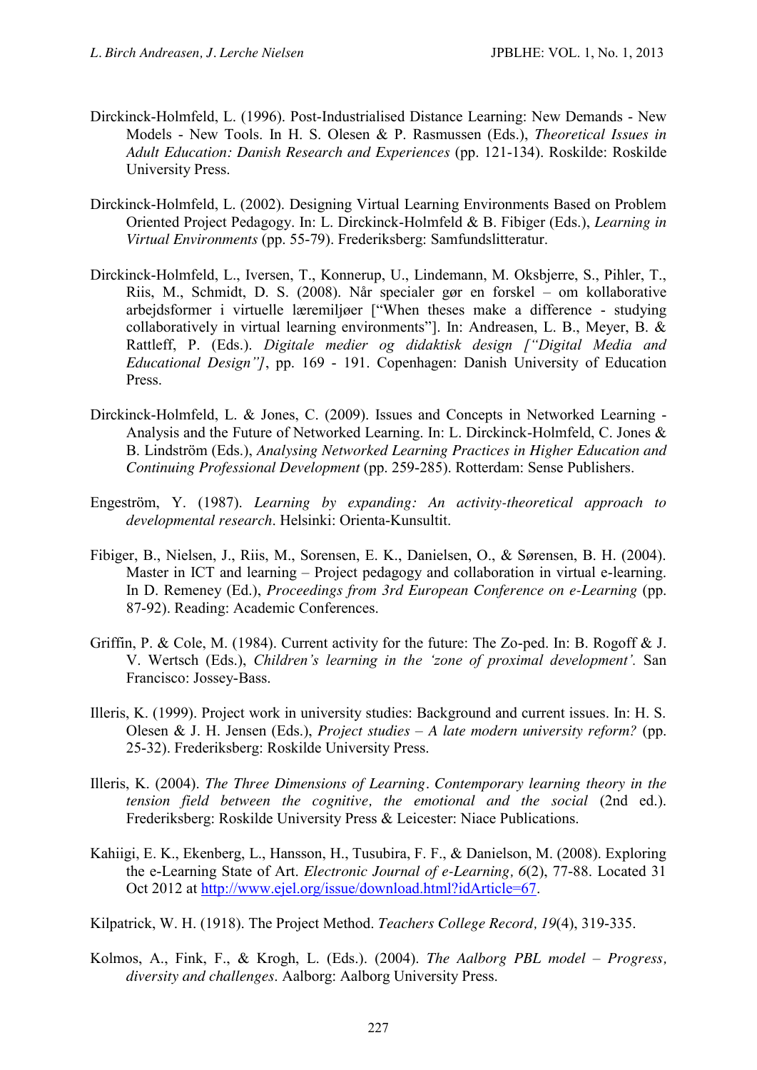Dirckinck-Holmfeld, L. (1996). Post-Industrialised Distance Learning: New Demands - New Models - New Tools. In H. S. Olesen & P. Rasmussen (Eds.), *Theoretical Issues in Adult Education: Danish Research and Experiences* (pp. 121-134). Roskilde: Roskilde University Press.

Dirckinck-Holmfeld, L. (2002). Designing Virtual Learning Environments Based on Problem Oriented Project Pedagogy. In: L. Dirckinck-Holmfeld & B. Fibiger (Eds.), *Learning in Virtual Environments* (pp. 55-79). Frederiksberg: Samfundslitteratur.

Dirckinck-Holmfeld, L., Iversen, T., Konnerup, U., Lindemann, M. Oksbjerre, S., Pihler, T., Riis, M., Schmidt, D. S. (2008). Når specialer gør en forskel – om kollaborative arbejdsformer i virtuelle læremiljøer ["When theses make a difference - studying collaboratively in virtual learning environments"]. In: Andreasen, L. B., Meyer, B. & Rattleff, P. (Eds.). *Digitale medier og didaktisk design ["Digital Media and Educational Design"]*, pp. 169 - 191. Copenhagen: Danish University of Education Press.

Dirckinck-Holmfeld, L. & Jones, C. (2009). Issues and Concepts in Networked Learning - Analysis and the Future of Networked Learning. In: L. Dirckinck-Holmfeld, C. Jones & B. Lindström (Eds.), *Analysing Networked Learning Practices in Higher Education and Continuing Professional Development* (pp. 259-285). Rotterdam: Sense Publishers.

Engeström, Y. (1987). *Learning by expanding: An activity-theoretical approach to developmental research*. Helsinki: Orienta-Kunsultit.

Fibiger, B., Nielsen, J., Riis, M., Sorensen, E. K., Danielsen, O., & Sørensen, B. H. (2004). Master in ICT and learning – Project pedagogy and collaboration in virtual e-learning. In D. Remeney (Ed.), *Proceedings from 3rd European Conference on e-Learning* (pp. 87-92). Reading: Academic Conferences.

Griffin, P. & Cole, M. (1984). Current activity for the future: The Zo-ped. In: B. Rogoff & J. V. Wertsch (Eds.), *Children's learning in the 'zone of proximal development'.* San Francisco: Jossey-Bass.

Illeris, K. (1999). Project work in university studies: Background and current issues. In: H. S. Olesen & J. H. Jensen (Eds.), *Project studies – A late modern university reform?* (pp. 25-32). Frederiksberg: Roskilde University Press.

Illeris, K. (2004). *The Three Dimensions of Learning*. *Contemporary learning theory in the tension field between the cognitive, the emotional and the social* (2nd ed.). Frederiksberg: Roskilde University Press & Leicester: Niace Publications.

Kahiigi, E. K., Ekenberg, L., Hansson, H., Tusubira, F. F., & Danielson, M. (2008). Exploring the e-Learning State of Art. *Electronic Journal of e-Learning, 6*(2), 77-88. Located 31 Oct 2012 at http://www.ejel.org/issue/download.html?idArticle=67.

Kilpatrick, W. H. (1918). The Project Method. *Teachers College Record, 19*(4), 319-335.

Kolmos, A., Fink, F., & Krogh, L. (Eds.). (2004). *The Aalborg PBL model – Progress, diversity and challenges*. Aalborg: Aalborg University Press.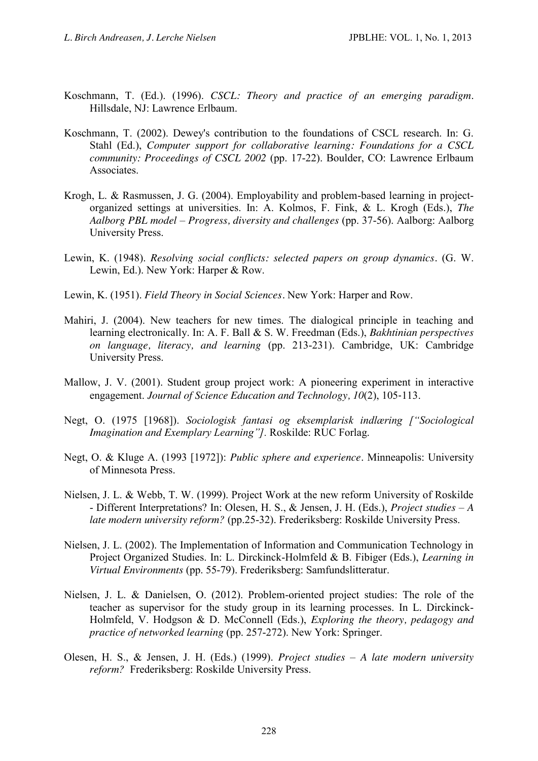Koschmann, T. (Ed.). (1996). *CSCL: Theory and practice of an emerging paradigm*. Hillsdale, NJ: Lawrence Erlbaum.

Koschmann, T. (2002). Dewey's contribution to the foundations of CSCL research. In: G. Stahl (Ed.), *Computer support for collaborative learning: Foundations for a CSCL community: Proceedings of CSCL 2002* (pp. 17-22). Boulder, CO: Lawrence Erlbaum Associates.

Krogh, L. & Rasmussen, J. G. (2004). Employability and problem-based learning in project-organized settings at universities. In: A. Kolmos, F. Fink, & L. Krogh (Eds.), *The Aalborg PBL model – Progress, diversity and challenges* (pp. 37-56). Aalborg: Aalborg University Press.

Lewin, K. (1948). *Resolving social conflicts: selected papers on group dynamics*. (G. W. Lewin, Ed.). New York: Harper & Row.

Lewin, K. (1951). *Field Theory in Social Sciences*. New York: Harper and Row.

Mahiri, J. (2004). New teachers for new times. The dialogical principle in teaching and learning electronically. In: A. F. Ball & S. W. Freedman (Eds.), *Bakhtinian perspectives on language, literacy, and learning* (pp. 213-231). Cambridge, UK: Cambridge University Press.

Mallow, J. V. (2001). Student group project work: A pioneering experiment in interactive engagement. *Journal of Science Education and Technology, 10*(2), 105-113.

Negt, O. (1975 [1968]). *Sociologisk fantasi og eksemplarisk indlæring ["Sociological Imagination and Exemplary Learning"].* Roskilde: RUC Forlag.

Negt, O. & Kluge A. (1993 [1972]): *Public sphere and experience*. Minneapolis: University of Minnesota Press.

Nielsen, J. L. & Webb, T. W. (1999). Project Work at the new reform University of Roskilde - Different Interpretations? In: Olesen, H. S., & Jensen, J. H. (Eds.), *Project studies – A late modern university reform?* (pp.25-32). Frederiksberg: Roskilde University Press.

Nielsen, J. L. (2002). The Implementation of Information and Communication Technology in Project Organized Studies. In: L. Dirckinck-Holmfeld & B. Fibiger (Eds.), *Learning in Virtual Environments* (pp. 55-79). Frederiksberg: Samfundslitteratur.

Nielsen, J. L. & Danielsen, O. (2012). Problem-oriented project studies: The role of the teacher as supervisor for the study group in its learning processes. In L. Dirckinck-Holmfeld, V. Hodgson & D. McConnell (Eds.), *Exploring the theory, pedagogy and practice of networked learning* (pp. 257-272). New York: Springer.

Olesen, H. S., & Jensen, J. H. (Eds.) (1999). *Project studies – A late modern university reform?* Frederiksberg: Roskilde University Press.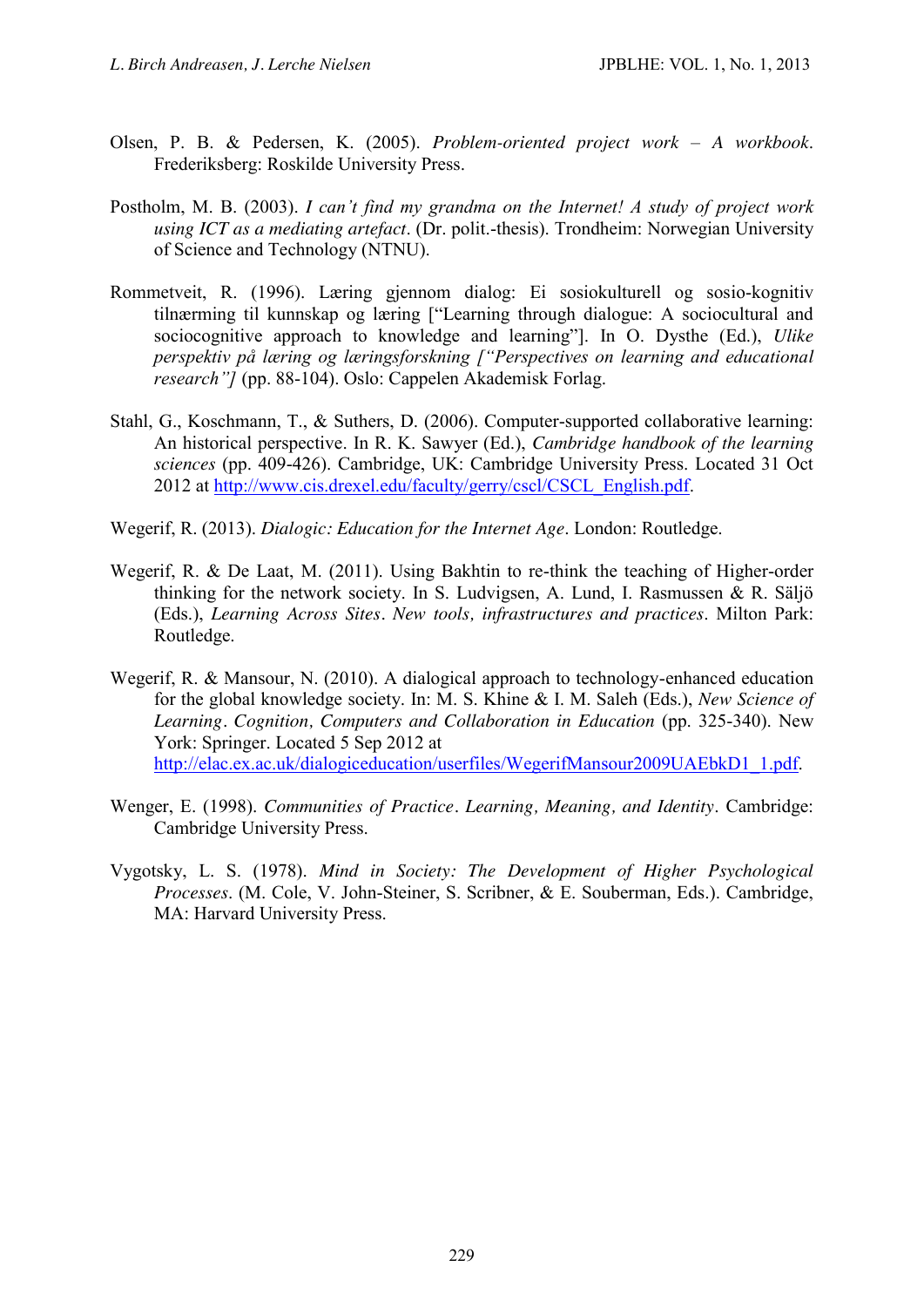Olsen, P. B. & Pedersen, K. (2005). *Problem-oriented project work – A workbook*. Frederiksberg: Roskilde University Press.

Postholm, M. B. (2003). *I can't find my grandma on the Internet! A study of project work using ICT as a mediating artefact*. (Dr. polit.-thesis). Trondheim: Norwegian University of Science and Technology (NTNU).

Rommetveit, R. (1996). Læring gjennom dialog: Ei sosiokulturell og sosio-kognitiv tilnærming til kunnskap og læring ["Learning through dialogue: A sociocultural and sociocognitive approach to knowledge and learning"]. In O. Dysthe (Ed.), *Ulike perspektiv på læring og læringsforskning ["Perspectives on learning and educational research"]* (pp. 88-104). Oslo: Cappelen Akademisk Forlag.

Stahl, G., Koschmann, T., & Suthers, D. (2006). Computer-supported collaborative learning: An historical perspective. In R. K. Sawyer (Ed.), *Cambridge handbook of the learning sciences* (pp. 409-426). Cambridge, UK: Cambridge University Press. Located 31 Oct 2012 at http://www.cis.drexel.edu/faculty/gerry/cscl/CSCL_English.pdf.

Wegerif, R. (2013). *Dialogic: Education for the Internet Age*. London: Routledge.

Wegerif, R. & De Laat, M. (2011). Using Bakhtin to re-think the teaching of Higher-order thinking for the network society. In S. Ludvigsen, A. Lund, I. Rasmussen & R. Säljö (Eds.), *Learning Across Sites*. *New tools, infrastructures and practices*. Milton Park: Routledge.

Wegerif, R. & Mansour, N. (2010). A dialogical approach to technology-enhanced education for the global knowledge society. In: M. S. Khine & I. M. Saleh (Eds.), *New Science of Learning*. *Cognition, Computers and Collaboration in Education* (pp. 325-340). New York: Springer. Located 5 Sep 2012 at http://elac.ex.ac.uk/dialogiceducation/userfiles/WegerifMansour2009UAEbkD1_1.pdf.

Wenger, E. (1998). *Communities of Practice*. *Learning, Meaning, and Identity*. Cambridge: Cambridge University Press.

Vygotsky, L. S. (1978). *Mind in Society: The Development of Higher Psychological Processes*. (M. Cole, V. John-Steiner, S. Scribner, & E. Souberman, Eds.). Cambridge, MA: Harvard University Press.